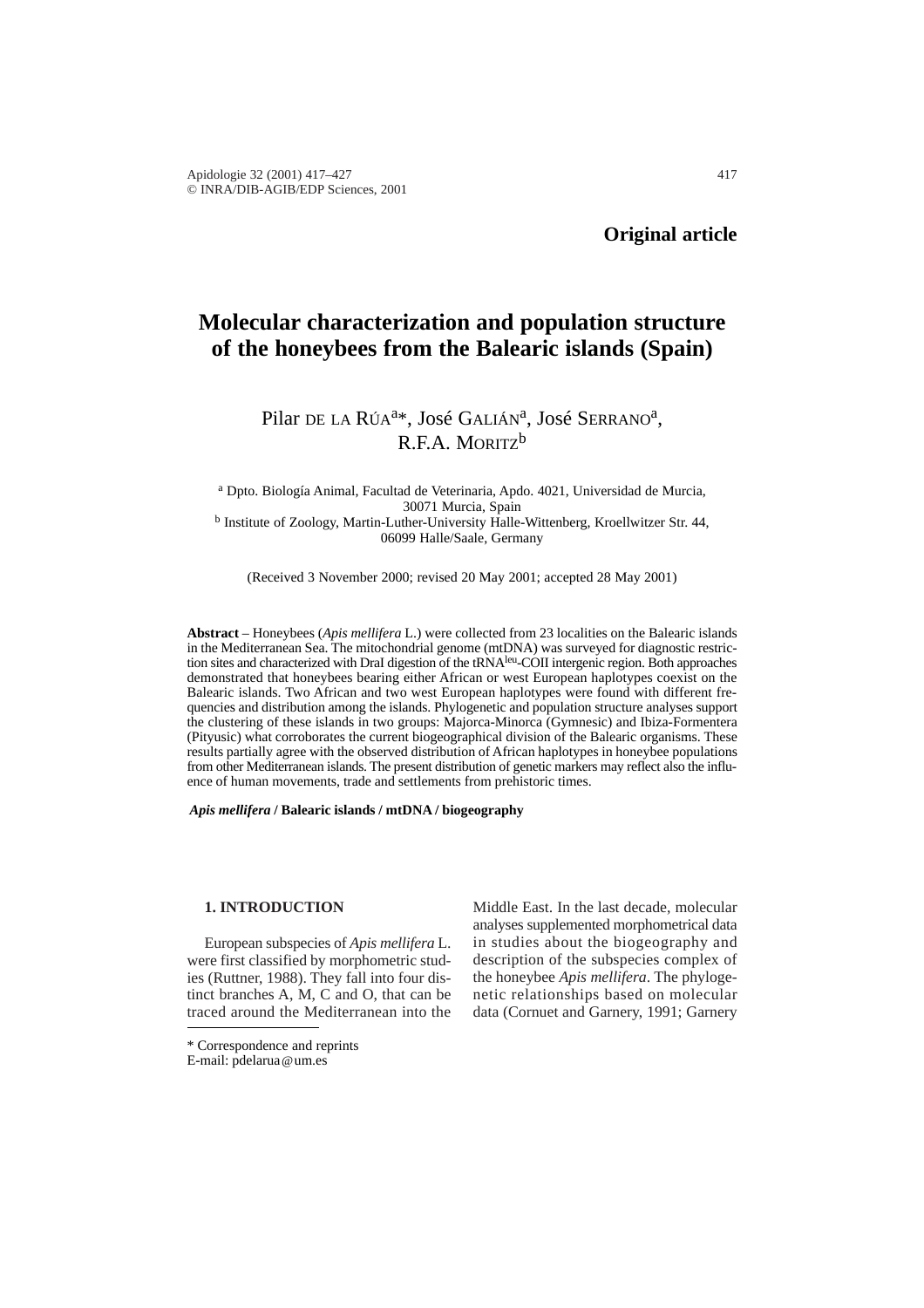**Original article**

# Molecular characterization and population structure of the honeybees from the Balearic islands (Spain)

Pilar DE LA RÚA[a]*, José GALIÁN[a], José SERRANO[a], R.F.A. MORITZ[b]

[a] Dpto. Biología Animal, Facultad de Veterinaria, Apdo. 4021, Universidad de Murcia, 30071 Murcia, Spain
[b] Institute of Zoology, Martin-Luther-University Halle-Wittenberg, Kroellwitzer Str. 44, 06099 Halle/Saale, Germany

(Received 3 November 2000; revised 20 May 2001; accepted 28 May 2001)

**Abstract** – Honeybees (*Apis mellifera* L.) were collected from 23 localities on the Balearic islands in the Mediterranean Sea. The mitochondrial genome (mtDNA) was surveyed for diagnostic restriction sites and characterized with DraI digestion of the $tRNA^{leu}$-COII intergenic region. Both approaches demonstrated that honeybees bearing either African or west European haplotypes coexist on the Balearic islands. Two African and two west European haplotypes were found with different frequencies and distribution among the islands. Phylogenetic and population structure analyses support the clustering of these islands in two groups: Majorca-Minorca (Gymnesic) and Ibiza-Formentera (Pityusic) what corroborates the current biogeographical division of the Balearic organisms. These results partially agree with the observed distribution of African haplotypes in honeybee populations from other Mediterranean islands. The present distribution of genetic markers may reflect also the influence of human movements, trade and settlements from prehistoric times.

***Apis mellifera*** **/ Balearic islands / mtDNA / biogeography**

## 1. INTRODUCTION

European subspecies of *Apis mellifera* L. were first classified by morphometric studies (Ruttner, 1988). They fall into four distinct branches A, M, C and O, that can be traced around the Mediterranean into the Middle East. In the last decade, molecular analyses supplemented morphometrical data in studies about the biogeography and description of the subspecies complex of the honeybee *Apis mellifera*. The phylogenetic relationships based on molecular data (Cornuet and Garnery, 1991; Garnery

---

* Correspondence and reprints
E-mail: pdelarua@um.es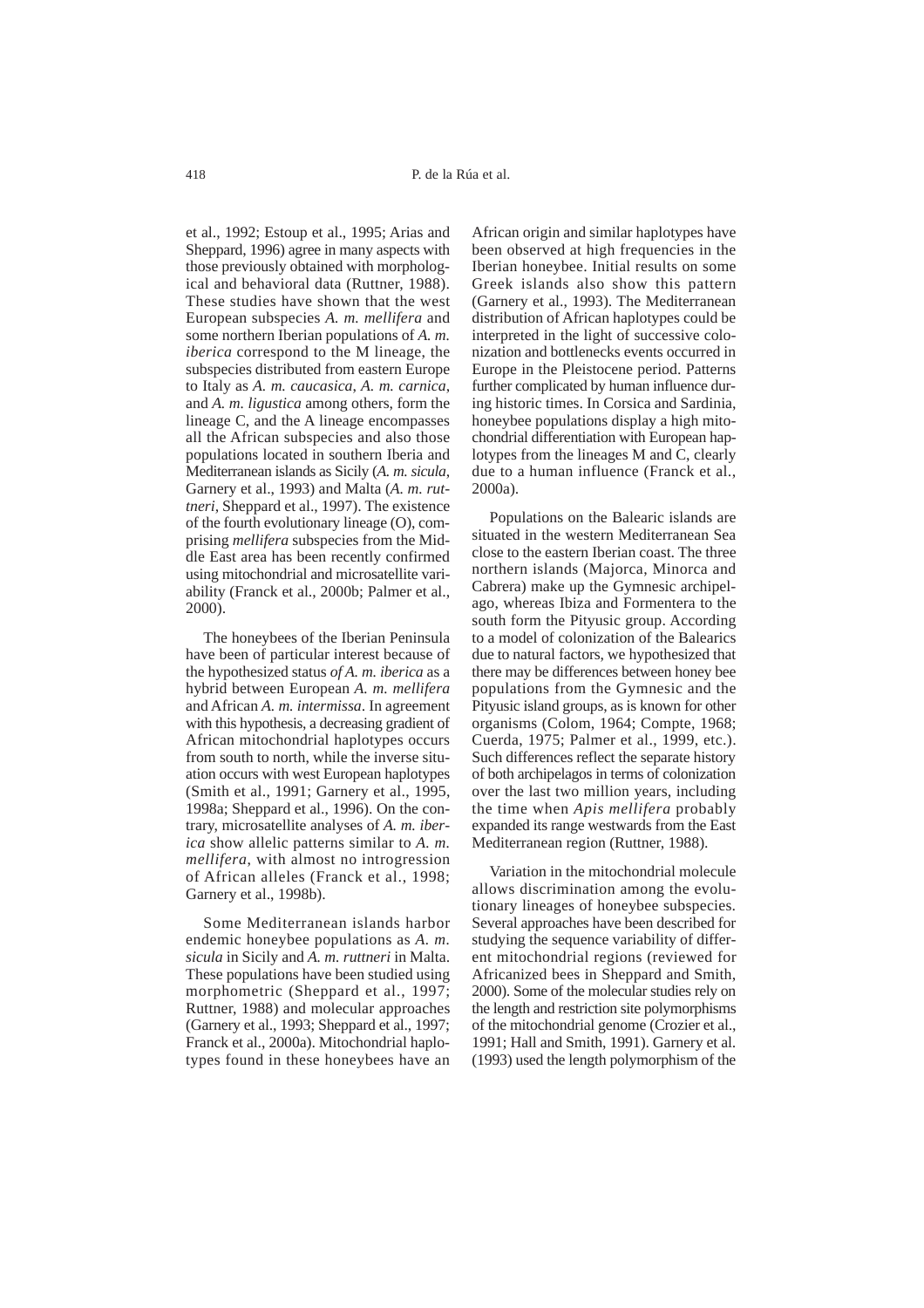et al., 1992; Estoup et al., 1995; Arias and Sheppard, 1996) agree in many aspects with those previously obtained with morphological and behavioral data (Ruttner, 1988). These studies have shown that the west European subspecies *A. m. mellifera* and some northern Iberian populations of *A. m. iberica* correspond to the M lineage, the subspecies distributed from eastern Europe to Italy as *A. m. caucasica*, *A. m. carnica*, and *A. m. ligustica* among others, form the lineage C, and the A lineage encompasses all the African subspecies and also those populations located in southern Iberia and Mediterranean islands as Sicily (*A. m. sicula*, Garnery et al., 1993) and Malta (*A. m. ruttneri*, Sheppard et al., 1997). The existence of the fourth evolutionary lineage (O), comprising *mellifera* subspecies from the Middle East area has been recently confirmed using mitochondrial and microsatellite variability (Franck et al., 2000b; Palmer et al., 2000).

The honeybees of the Iberian Peninsula have been of particular interest because of the hypothesized status *of A. m. iberica* as a hybrid between European *A. m. mellifera* and African *A. m. intermissa*. In agreement with this hypothesis, a decreasing gradient of African mitochondrial haplotypes occurs from south to north, while the inverse situation occurs with west European haplotypes (Smith et al., 1991; Garnery et al., 1995, 1998a; Sheppard et al., 1996). On the contrary, microsatellite analyses of *A. m. iberica* show allelic patterns similar to *A. m. mellifera*, with almost no introgression of African alleles (Franck et al., 1998; Garnery et al., 1998b).

Some Mediterranean islands harbor endemic honeybee populations as *A. m. sicula* in Sicily and *A. m. ruttneri* in Malta. These populations have been studied using morphometric (Sheppard et al., 1997; Ruttner, 1988) and molecular approaches (Garnery et al., 1993; Sheppard et al., 1997; Franck et al., 2000a). Mitochondrial haplotypes found in these honeybees have an African origin and similar haplotypes have been observed at high frequencies in the Iberian honeybee. Initial results on some Greek islands also show this pattern (Garnery et al., 1993). The Mediterranean distribution of African haplotypes could be interpreted in the light of successive colonization and bottlenecks events occurred in Europe in the Pleistocene period. Patterns further complicated by human influence during historic times. In Corsica and Sardinia, honeybee populations display a high mitochondrial differentiation with European haplotypes from the lineages M and C, clearly due to a human influence (Franck et al., 2000a).

Populations on the Balearic islands are situated in the western Mediterranean Sea close to the eastern Iberian coast. The three northern islands (Majorca, Minorca and Cabrera) make up the Gymnesic archipelago, whereas Ibiza and Formentera to the south form the Pityusic group. According to a model of colonization of the Balearics due to natural factors, we hypothesized that there may be differences between honey bee populations from the Gymnesic and the Pityusic island groups, as is known for other organisms (Colom, 1964; Compte, 1968; Cuerda, 1975; Palmer et al., 1999, etc.). Such differences reflect the separate history of both archipelagos in terms of colonization over the last two million years, including the time when *Apis mellifera* probably expanded its range westwards from the East Mediterranean region (Ruttner, 1988).

Variation in the mitochondrial molecule allows discrimination among the evolutionary lineages of honeybee subspecies. Several approaches have been described for studying the sequence variability of different mitochondrial regions (reviewed for Africanized bees in Sheppard and Smith, 2000). Some of the molecular studies rely on the length and restriction site polymorphisms of the mitochondrial genome (Crozier et al., 1991; Hall and Smith, 1991). Garnery et al. (1993) used the length polymorphism of the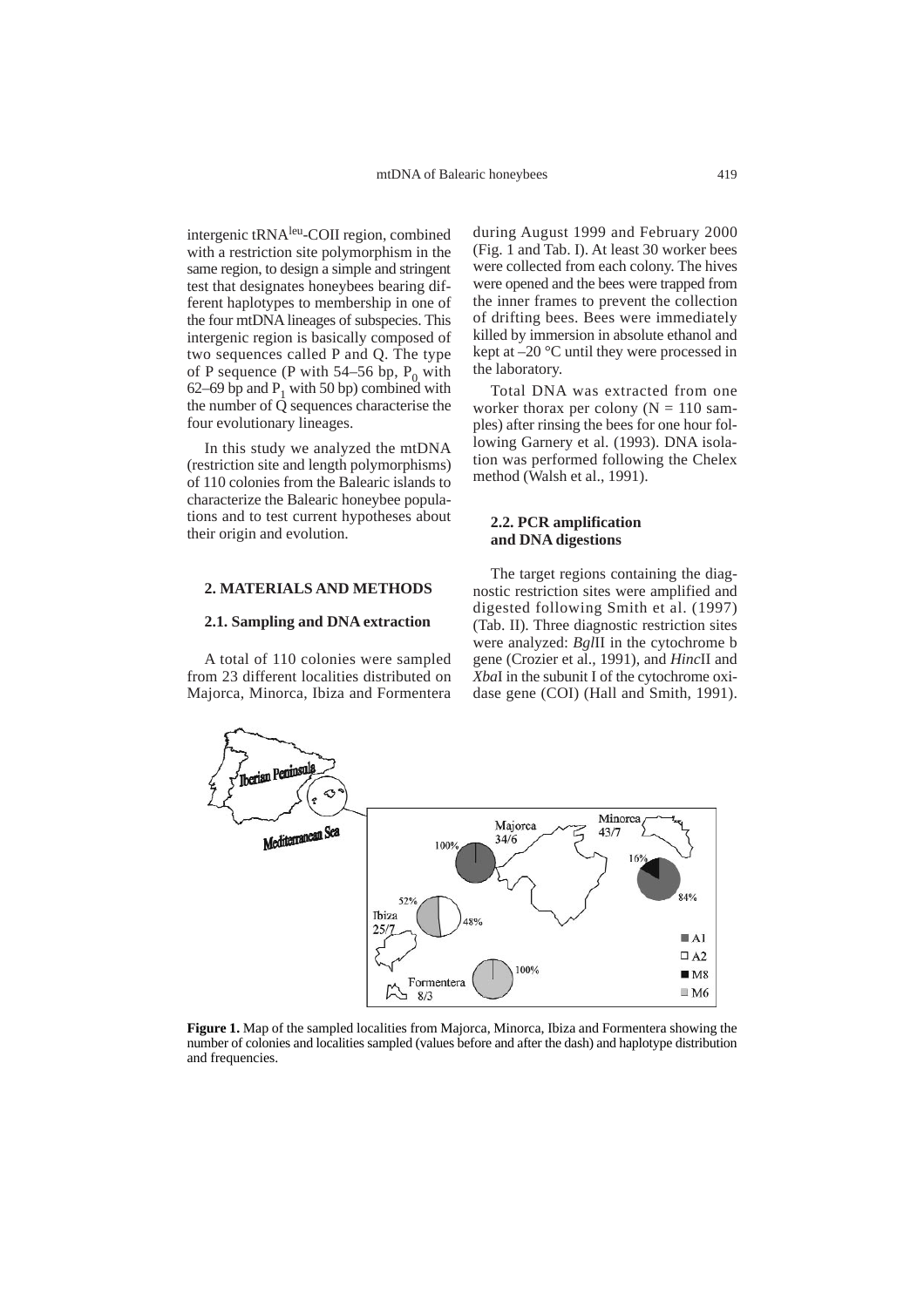intergenic tRNA[leu]-COII region, combined with a restriction site polymorphism in the same region, to design a simple and stringent test that designates honeybees bearing different haplotypes to membership in one of the four mtDNA lineages of subspecies. This intergenic region is basically composed of two sequences called P and Q. The type of P sequence (P with 54–56 bp, $P_0$ with 62–69 bp and $P_1$ with 50 bp) combined with the number of Q sequences characterise the four evolutionary lineages.

In this study we analyzed the mtDNA (restriction site and length polymorphisms) of 110 colonies from the Balearic islands to characterize the Balearic honeybee populations and to test current hypotheses about their origin and evolution.

## 2. MATERIALS AND METHODS

### 2.1. Sampling and DNA extraction

A total of 110 colonies were sampled from 23 different localities distributed on Majorca, Minorca, Ibiza and Formentera during August 1999 and February 2000 (Fig. 1 and Tab. I). At least 30 worker bees were collected from each colony. The hives were opened and the bees were trapped from the inner frames to prevent the collection of drifting bees. Bees were immediately killed by immersion in absolute ethanol and kept at –20 °C until they were processed in the laboratory.

Total DNA was extracted from one worker thorax per colony (N = 110 samples) after rinsing the bees for one hour following Garnery et al. (1993). DNA isolation was performed following the Chelex method (Walsh et al., 1991).

### 2.2. PCR amplification and DNA digestions

The target regions containing the diagnostic restriction sites were amplified and digested following Smith et al. (1997) (Tab. II). Three diagnostic restriction sites were analyzed: *Bgl*II in the cytochrome b gene (Crozier et al., 1991), and *Hinc*II and *Xba*I in the subunit I of the cytochrome oxidase gene (COI) (Hall and Smith, 1991).

Iberian Peninsula
Mediterranean Sea
Majorca 34/6
100%
Minorca 43/7
16%
84%
52%
Ibiza 25/7
48%
Formentera 8/3
100%
A1
A2
M8
M6

**Figure 1.** Map of the sampled localities from Majorca, Minorca, Ibiza and Formentera showing the number of colonies and localities sampled (values before and after the dash) and haplotype distribution and frequencies.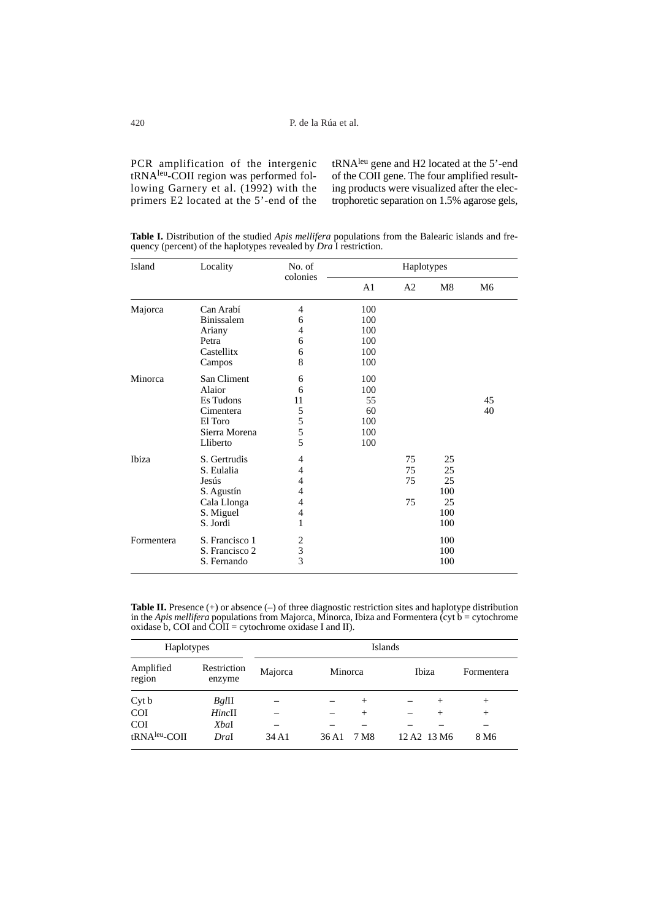PCR amplification of the intergenic tRNA$^{leu}$-COII region was performed following Garnery et al. (1992) with the primers E2 located at the 5'-end of the tRNA$^{leu}$ gene and H2 located at the 5'-end of the COII gene. The four amplified resulting products were visualized after the electrophoretic separation on 1.5% agarose gels,

**Table I.** Distribution of the studied *Apis mellifera* populations from the Balearic islands and frequency (percent) of the haplotypes revealed by *Dra* I restriction.

| Island | Locality | No. of colonies | Haplotypes | | | |
|---|---|---|---|---|---|---|
| | | | A1 | A2 | M8 | M6 |
| Majorca | Can Arabí | 4 | 100 | | | |
| | Binissalem | 6 | 100 | | | |
| | Ariany | 4 | 100 | | | |
| | Petra | 6 | 100 | | | |
| | Castellitx | 6 | 100 | | | |
| | Campos | 8 | 100 | | | |
| Minorca | San Climent | 6 | 100 | | | |
| | Alaior | 6 | 100 | | | |
| | Es Tudons | 11 | 55 | | | 45 |
| | Cimentera | 5 | 60 | | | 40 |
| | El Toro | 5 | 100 | | | |
| | Sierra Morena | 5 | 100 | | | |
| | Lliberto | 5 | 100 | | | |
| Ibiza | S. Gertrudis | 4 | | 75 | 25 | |
| | S. Eulalia | 4 | | 75 | 25 | |
| | Jesús | 4 | | 75 | 25 | |
| | S. Agustín | 4 | | | 100 | |
| | Cala Llonga | 4 | | 75 | 25 | |
| | S. Miguel | 4 | | | 100 | |
| | S. Jordi | 1 | | | 100 | |
| Formentera | S. Francisco 1 | 2 | | | 100 | |
| | S. Francisco 2 | 3 | | | 100 | |
| | S. Fernando | 3 | | | 100 | |

**Table II.** Presence (+) or absence (–) of three diagnostic restriction sites and haplotype distribution in the *Apis mellifera* populations from Majorca, Minorca, Ibiza and Formentera (cyt b = cytochrome oxidase b, COI and COII = cytochrome oxidase I and II).

| Haplotypes | | Islands | | | | | |
|---|---|---|---|---|---|---|---|
| Amplified region | Restriction enzyme | Majorca | Minorca | | Ibiza | | Formentera |
| Cyt b | *Bgl*II | – | – | + | – | + | + |
| COI | *Hinc*II | – | – | + | – | + | + |
| COI | *Xba*I | – | – | – | – | – | – |
| tRNA$^{leu}$-COII | *Dra*I | 34 A1 | 36 A1 | 7 M8 | 12 A2 | 13 M6 | 8 M6 |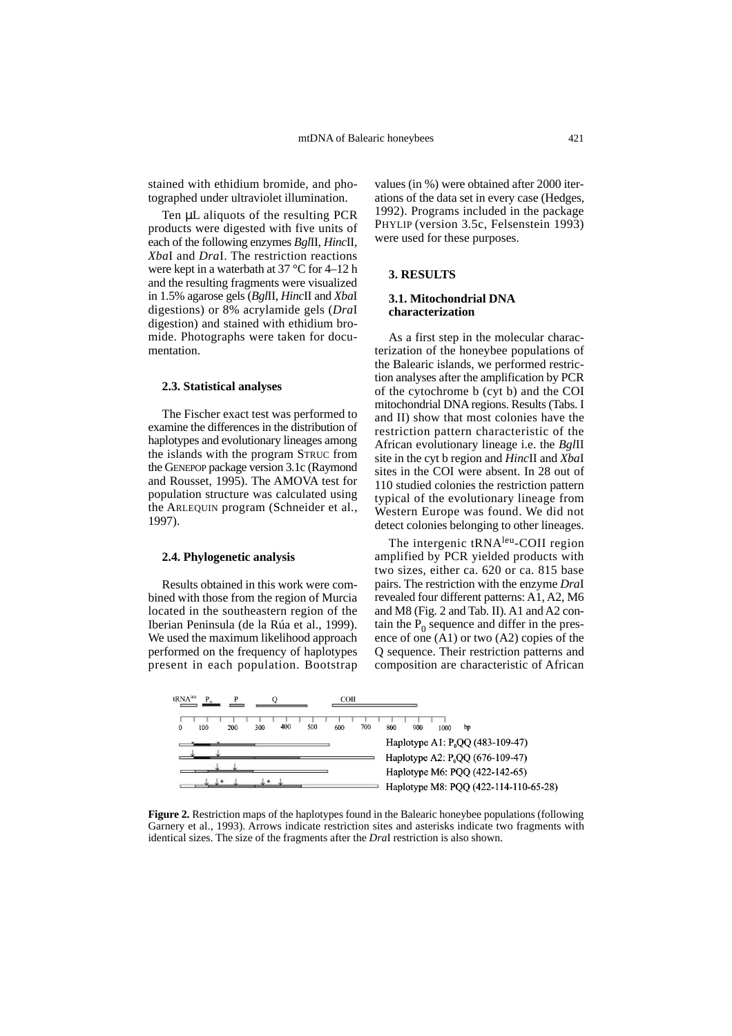stained with ethidium bromide, and photographed under ultraviolet illumination.

Ten µL aliquots of the resulting PCR products were digested with five units of each of the following enzymes *Bgl*II, *Hinc*II, *Xba*I and *Dra*I. The restriction reactions were kept in a waterbath at 37 °C for 4–12 h and the resulting fragments were visualized in 1.5% agarose gels (*Bgl*II, *Hinc*II and *Xba*I digestions) or 8% acrylamide gels (*Dra*I digestion) and stained with ethidium bromide. Photographs were taken for documentation.

### 2.3. Statistical analyses

The Fischer exact test was performed to examine the differences in the distribution of haplotypes and evolutionary lineages among the islands with the program STRUC from the GENEPOP package version 3.1c (Raymond and Rousset, 1995). The AMOVA test for population structure was calculated using the ARLEQUIN program (Schneider et al., 1997).

### 2.4. Phylogenetic analysis

Results obtained in this work were combined with those from the region of Murcia located in the southeastern region of the Iberian Peninsula (de la Rúa et al., 1999). We used the maximum likelihood approach performed on the frequency of haplotypes present in each population. Bootstrap values (in %) were obtained after 2000 iterations of the data set in every case (Hedges, 1992). Programs included in the package PHYLIP (version 3.5c, Felsenstein 1993) were used for these purposes.

## 3. RESULTS

### 3.1. Mitochondrial DNA characterization

As a first step in the molecular characterization of the honeybee populations of the Balearic islands, we performed restriction analyses after the amplification by PCR of the cytochrome b (cyt b) and the COI mitochondrial DNA regions. Results (Tabs. I and II) show that most colonies have the restriction pattern characteristic of the African evolutionary lineage i.e. the *Bgl*II site in the cyt b region and *Hinc*II and *Xba*I sites in the COI were absent. In 28 out of 110 studied colonies the restriction pattern typical of the evolutionary lineage from Western Europe was found. We did not detect colonies belonging to other lineages.

The intergenic tRNA$^{leu}$-COII region amplified by PCR yielded products with two sizes, either ca. 620 or ca. 815 base pairs. The restriction with the enzyme *Dra*I revealed four different patterns: A1, A2, M6 and M8 (Fig. 2 and Tab. II). A1 and A2 contain the $P_0$ sequence and differ in the presence of one (A1) or two (A2) copies of the Q sequence. Their restriction patterns and composition are characteristic of African

tRNA$^{leu}$ $P_0$ P Q COII

0 100 200 300 400 500 600 700 800 900 1000 bp

Haplotype A1: $P_0$QQ (483-109-47)

Haplotype A2: $P_0$QQ (676-109-47)

Haplotype M6: PQQ (422-142-65)

Haplotype M8: PQQ (422-114-110-65-28)

**Figure 2.** Restriction maps of the haplotypes found in the Balearic honeybee populations (following Garnery et al., 1993). Arrows indicate restriction sites and asterisks indicate two fragments with identical sizes. The size of the fragments after the *Dra*I restriction is also shown.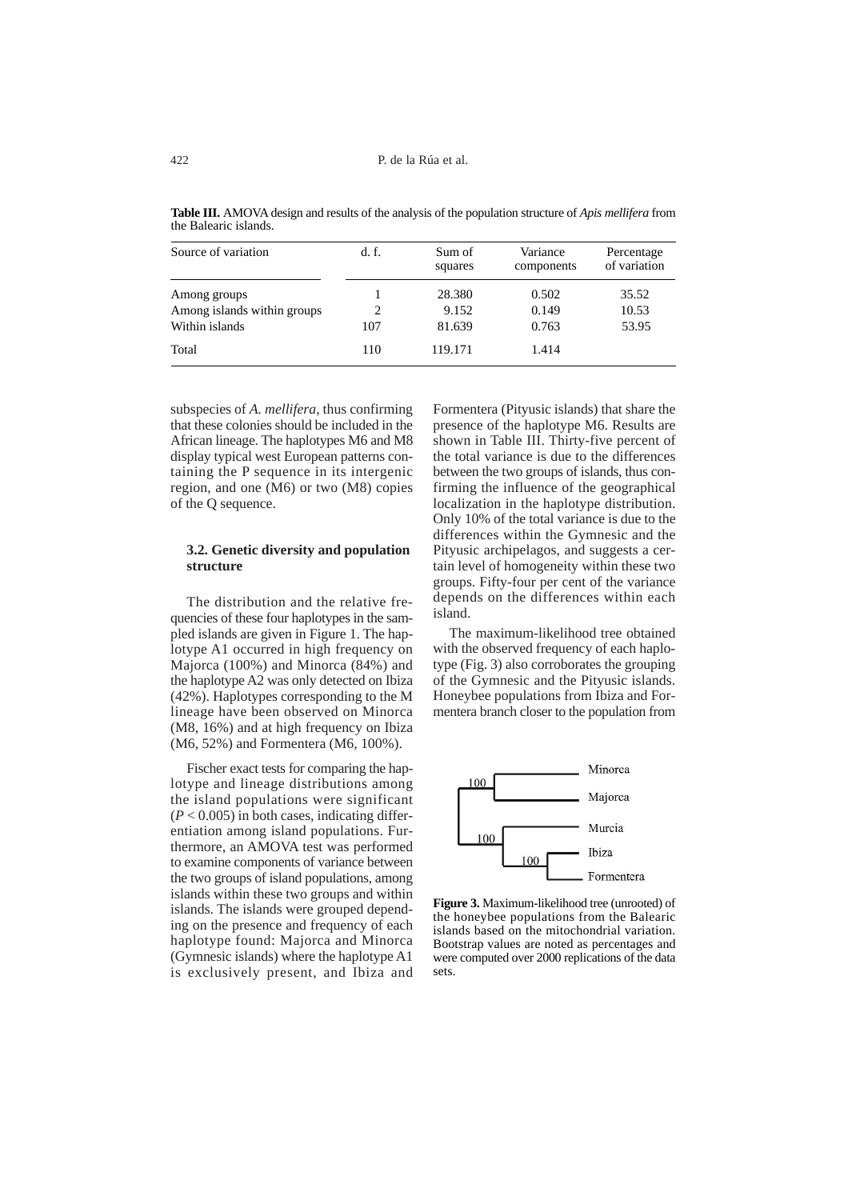**Table III.** AMOVA design and results of the analysis of the population structure of *Apis mellifera* from the Balearic islands.

| Source of variation | d. f. | Sum of squares | Variance components | Percentage of variation |
|---|---|---|---|---|
| Among groups | 1 | 28.380 | 0.502 | 35.52 |
| Among islands within groups | 2 | 9.152 | 0.149 | 10.53 |
| Within islands | 107 | 81.639 | 0.763 | 53.95 |
| Total | 110 | 119.171 | 1.414 | |

subspecies of *A. mellifera*, thus confirming that these colonies should be included in the African lineage. The haplotypes M6 and M8 display typical west European patterns containing the P sequence in its intergenic region, and one (M6) or two (M8) copies of the Q sequence.

### 3.2. Genetic diversity and population structure

The distribution and the relative frequencies of these four haplotypes in the sampled islands are given in Figure 1. The haplotype A1 occurred in high frequency on Majorca (100%) and Minorca (84%) and the haplotype A2 was only detected on Ibiza (42%). Haplotypes corresponding to the M lineage have been observed on Minorca (M8, 16%) and at high frequency on Ibiza (M6, 52%) and Formentera (M6, 100%).

Fischer exact tests for comparing the haplotype and lineage distributions among the island populations were significant ($P < 0.005$) in both cases, indicating differentiation among island populations. Furthermore, an AMOVA test was performed to examine components of variance between the two groups of island populations, among islands within these two groups and within islands. The islands were grouped depending on the presence and frequency of each haplotype found: Majorca and Minorca (Gymnesic islands) where the haplotype A1 is exclusively present, and Ibiza and Formentera (Pityusic islands) that share the presence of the haplotype M6. Results are shown in Table III. Thirty-five percent of the total variance is due to the differences between the two groups of islands, thus confirming the influence of the geographical localization in the haplotype distribution. Only 10% of the total variance is due to the differences within the Gymnesic and the Pityusic archipelagos, and suggests a certain level of homogeneity within these two groups. Fifty-four per cent of the variance depends on the differences within each island.

The maximum-likelihood tree obtained with the observed frequency of each haplotype (Fig. 3) also corroborates the grouping of the Gymnesic and the Pityusic islands. Honeybee populations from Ibiza and Formentera branch closer to the population from

100
Minorca
Majorca
100
Murcia
100
Ibiza
Formentera

**Figure 3.** Maximum-likelihood tree (unrooted) of the honeybee populations from the Balearic islands based on the mitochondrial variation. Bootstrap values are noted as percentages and were computed over 2000 replications of the data sets.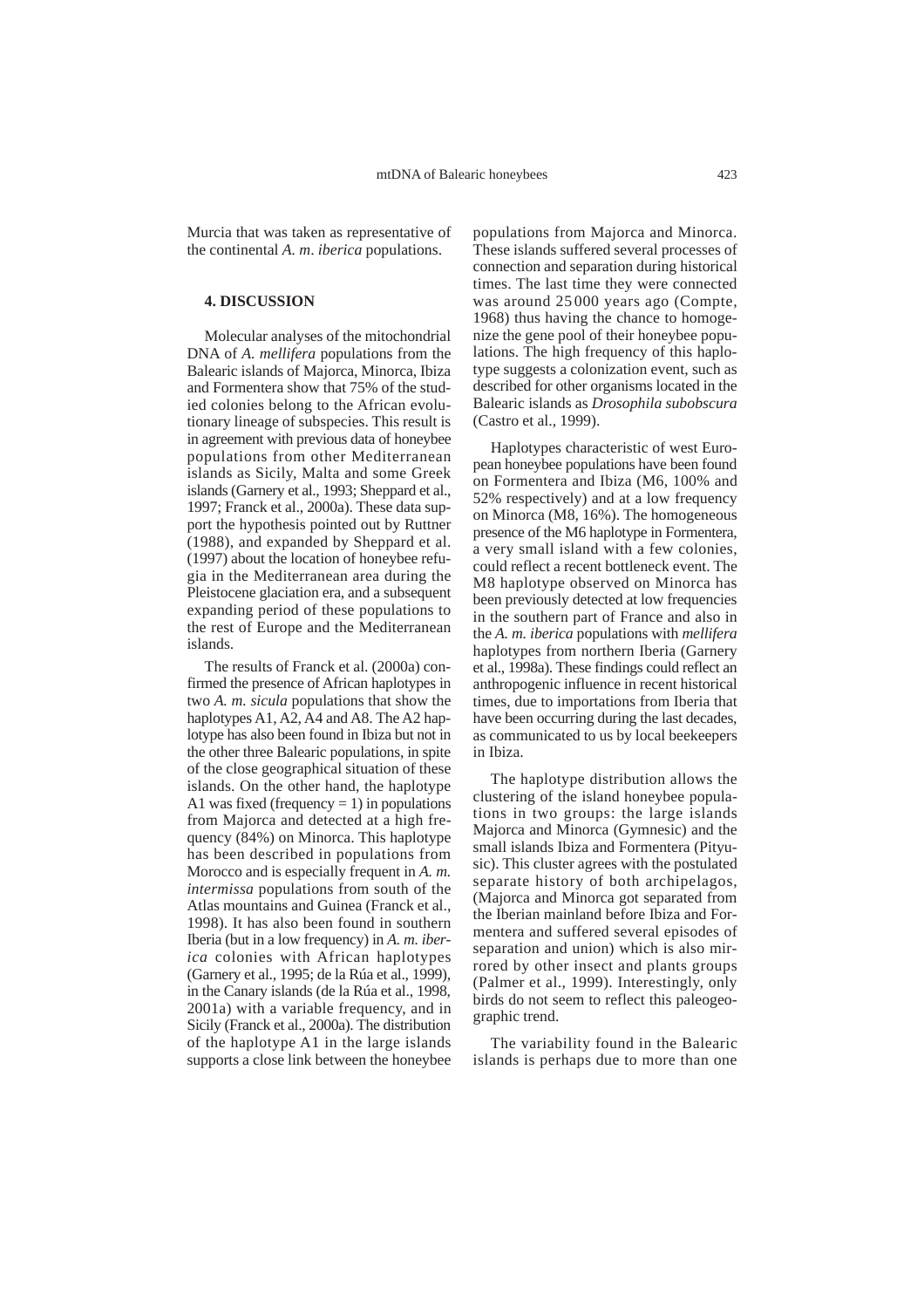Murcia that was taken as representative of the continental *A. m. iberica* populations.

## 4. DISCUSSION

Molecular analyses of the mitochondrial DNA of *A. mellifera* populations from the Balearic islands of Majorca, Minorca, Ibiza and Formentera show that 75% of the studied colonies belong to the African evolutionary lineage of subspecies. This result is in agreement with previous data of honeybee populations from other Mediterranean islands as Sicily, Malta and some Greek islands (Garnery et al., 1993; Sheppard et al., 1997; Franck et al., 2000a). These data support the hypothesis pointed out by Ruttner (1988), and expanded by Sheppard et al. (1997) about the location of honeybee refugia in the Mediterranean area during the Pleistocene glaciation era, and a subsequent expanding period of these populations to the rest of Europe and the Mediterranean islands.

The results of Franck et al. (2000a) confirmed the presence of African haplotypes in two *A. m. sicula* populations that show the haplotypes A1, A2, A4 and A8. The A2 haplotype has also been found in Ibiza but not in the other three Balearic populations, in spite of the close geographical situation of these islands. On the other hand, the haplotype A1 was fixed (frequency = 1) in populations from Majorca and detected at a high frequency (84%) on Minorca. This haplotype has been described in populations from Morocco and is especially frequent in *A. m. intermissa* populations from south of the Atlas mountains and Guinea (Franck et al., 1998). It has also been found in southern Iberia (but in a low frequency) in *A. m. iberica* colonies with African haplotypes (Garnery et al., 1995; de la Rúa et al., 1999), in the Canary islands (de la Rúa et al., 1998, 2001a) with a variable frequency, and in Sicily (Franck et al., 2000a). The distribution of the haplotype A1 in the large islands supports a close link between the honeybee populations from Majorca and Minorca. These islands suffered several processes of connection and separation during historical times. The last time they were connected was around 25 000 years ago (Compte, 1968) thus having the chance to homogenize the gene pool of their honeybee populations. The high frequency of this haplotype suggests a colonization event, such as described for other organisms located in the Balearic islands as *Drosophila subobscura* (Castro et al., 1999).

Haplotypes characteristic of west European honeybee populations have been found on Formentera and Ibiza (M6, 100% and 52% respectively) and at a low frequency on Minorca (M8, 16%). The homogeneous presence of the M6 haplotype in Formentera, a very small island with a few colonies, could reflect a recent bottleneck event. The M8 haplotype observed on Minorca has been previously detected at low frequencies in the southern part of France and also in the *A. m. iberica* populations with *mellifera* haplotypes from northern Iberia (Garnery et al., 1998a). These findings could reflect an anthropogenic influence in recent historical times, due to importations from Iberia that have been occurring during the last decades, as communicated to us by local beekeepers in Ibiza.

The haplotype distribution allows the clustering of the island honeybee populations in two groups: the large islands Majorca and Minorca (Gymnesic) and the small islands Ibiza and Formentera (Pityusic). This cluster agrees with the postulated separate history of both archipelagos, (Majorca and Minorca got separated from the Iberian mainland before Ibiza and Formentera and suffered several episodes of separation and union) which is also mirrored by other insect and plants groups (Palmer et al., 1999). Interestingly, only birds do not seem to reflect this paleogeographic trend.

The variability found in the Balearic islands is perhaps due to more than one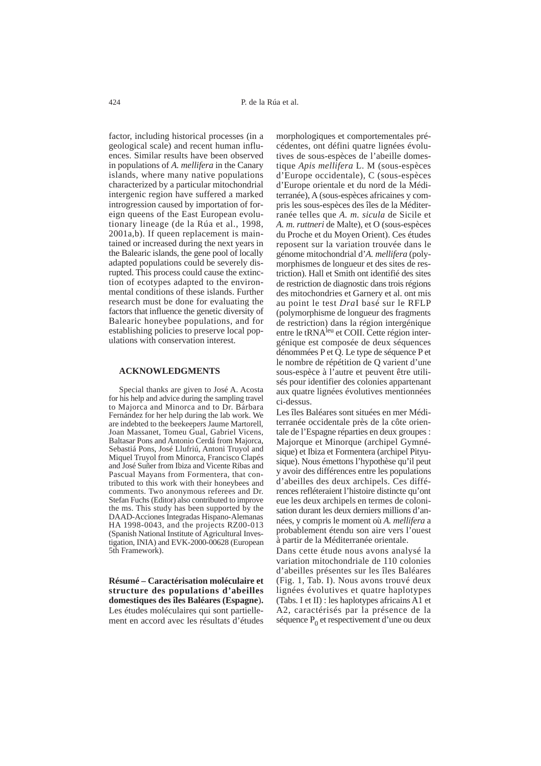factor, including historical processes (in a geological scale) and recent human influences. Similar results have been observed in populations of *A. mellifera* in the Canary islands, where many native populations characterized by a particular mitochondrial intergenic region have suffered a marked introgression caused by importation of foreign queens of the East European evolutionary lineage (de la Rúa et al., 1998, 2001a,b). If queen replacement is maintained or increased during the next years in the Balearic islands, the gene pool of locally adapted populations could be severely disrupted. This process could cause the extinction of ecotypes adapted to the environmental conditions of these islands. Further research must be done for evaluating the factors that influence the genetic diversity of Balearic honeybee populations, and for establishing policies to preserve local populations with conservation interest.

## ACKNOWLEDGMENTS

Special thanks are given to José A. Acosta for his help and advice during the sampling travel to Majorca and Minorca and to Dr. Bárbara Fernández for her help during the lab work. We are indebted to the beekeepers Jaume Martorell, Joan Massanet, Tomeu Gual, Gabriel Vicens, Baltasar Pons and Antonio Cerdá from Majorca, Sebastiá Pons, José Llufriú, Antoni Truyol and Miquel Truyol from Minorca, Francisco Clapés and José Suñer from Ibiza and Vicente Ribas and Pascual Mayans from Formentera, that contributed to this work with their honeybees and comments. Two anonymous referees and Dr. Stefan Fuchs (Editor) also contributed to improve the ms. This study has been supported by the DAAD-Acciones Integradas Hispano-Alemanas HA 1998-0043, and the projects RZ00-013 (Spanish National Institute of Agricultural Investigation, INIA) and EVK-2000-00628 (European 5th Framework).

**Résumé – Caractérisation moléculaire et structure des populations d'abeilles domestiques des îles Baléares (Espagne).** Les études moléculaires qui sont partiellement en accord avec les résultats d'études morphologiques et comportementales précédentes, ont défini quatre lignées évolutives de sous-espèces de l'abeille domestique *Apis mellifera* L. M (sous-espèces d'Europe occidentale), C (sous-espèces d'Europe orientale et du nord de la Méditerranée), A (sous-espèces africaines y compris les sous-espèces des îles de la Méditerranée telles que *A. m. sicula* de Sicile et *A. m. ruttneri* de Malte), et O (sous-espèces du Proche et du Moyen Orient). Ces études reposent sur la variation trouvée dans le génome mitochondrial d'*A. mellifera* (polymorphismes de longueur et des sites de restriction). Hall et Smith ont identifié des sites de restriction de diagnostic dans trois régions des mitochondries et Garnery et al. ont mis au point le test *Dra*I basé sur le RFLP (polymorphisme de longueur des fragments de restriction) dans la région intergénique entre le $tRNA^{leu}$ et COII. Cette région intergénique est composée de deux séquences dénommées P et Q. Le type de séquence P et le nombre de répétition de Q varient d'une sous-espèce à l'autre et peuvent être utilisés pour identifier des colonies appartenant aux quatre lignées évolutives mentionnées ci-dessus.

Les îles Baléares sont situées en mer Méditerranée occidentale près de la côte orientale de l'Espagne réparties en deux groupes : Majorque et Minorque (archipel Gymnésique) et Ibiza et Formentera (archipel Pityusique). Nous émettons l'hypothèse qu'il peut y avoir des différences entre les populations d'abeilles des deux archipels. Ces différences refléteraient l'histoire distincte qu'ont eue les deux archipels en termes de colonisation durant les deux derniers millions d'années, y compris le moment où *A. mellifera* a probablement étendu son aire vers l'ouest à partir de la Méditerranée orientale.

Dans cette étude nous avons analysé la variation mitochondriale de 110 colonies d'abeilles présentes sur les îles Baléares (Fig. 1, Tab. I). Nous avons trouvé deux lignées évolutives et quatre haplotypes (Tabs. I et II) : les haplotypes africains A1 et A2, caractérisés par la présence de la séquence $P_0$ et respectivement d'une ou deux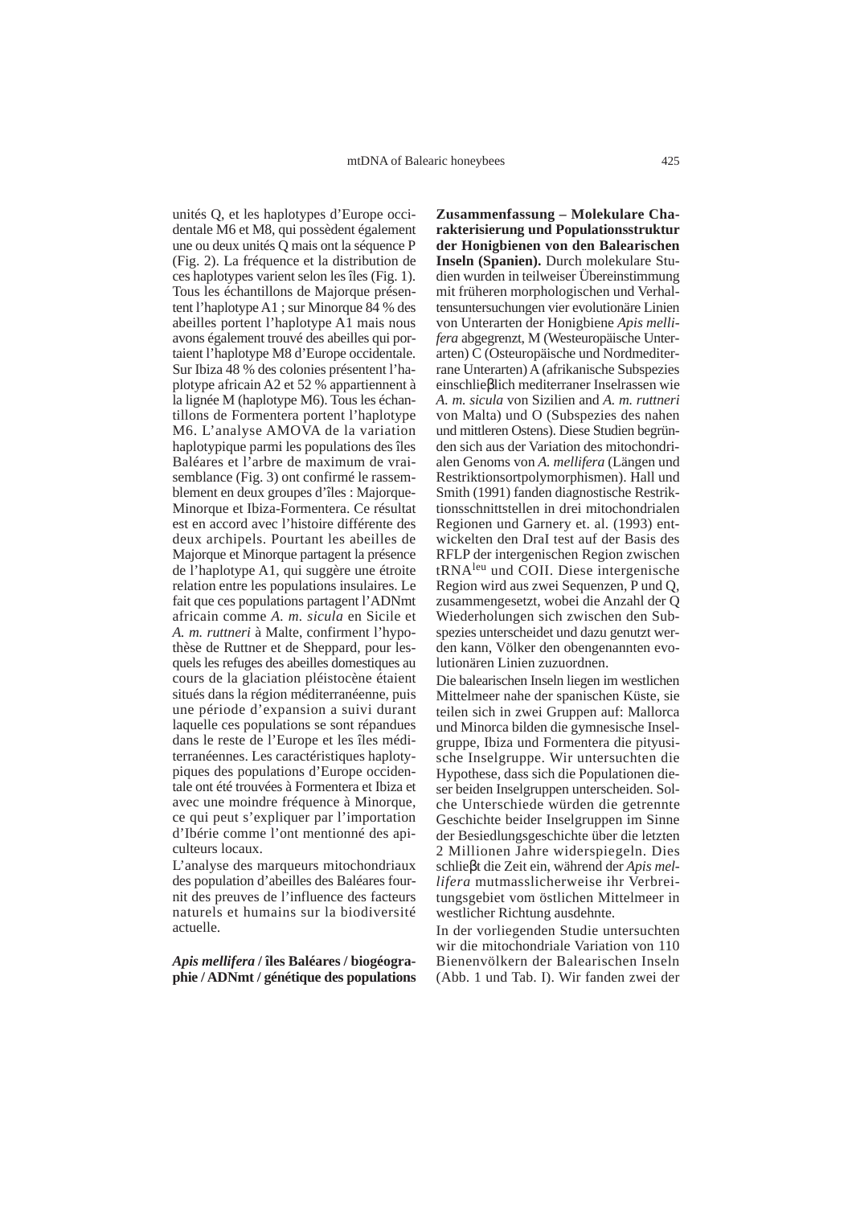unités Q, et les haplotypes d'Europe occidentale M6 et M8, qui possèdent également une ou deux unités Q mais ont la séquence P (Fig. 2). La fréquence et la distribution de ces haplotypes varient selon les îles (Fig. 1). Tous les échantillons de Majorque présentent l'haplotype A1 ; sur Minorque 84 % des abeilles portent l'haplotype A1 mais nous avons également trouvé des abeilles qui portaient l'haplotype M8 d'Europe occidentale. Sur Ibiza 48 % des colonies présentent l'haplotype africain A2 et 52 % appartiennent à la lignée M (haplotype M6). Tous les échantillons de Formentera portent l'haplotype M6. L'analyse AMOVA de la variation haplotypique parmi les populations des îles Baléares et l'arbre de maximum de vraisemblance (Fig. 3) ont confirmé le rassemblement en deux groupes d'îles : Majorque-Minorque et Ibiza-Formentera. Ce résultat est en accord avec l'histoire différente des deux archipels. Pourtant les abeilles de Majorque et Minorque partagent la présence de l'haplotype A1, qui suggère une étroite relation entre les populations insulaires. Le fait que ces populations partagent l'ADNmt africain comme *A. m. sicula* en Sicile et *A. m. ruttneri* à Malte, confirment l'hypothèse de Ruttner et de Sheppard, pour lesquels les refuges des abeilles domestiques au cours de la glaciation pléistocène étaient situés dans la région méditerranéenne, puis une période d'expansion a suivi durant laquelle ces populations se sont répandues dans le reste de l'Europe et les îles méditerranéennes. Les caractéristiques haplotypiques des populations d'Europe occidentale ont été trouvées à Formentera et Ibiza et avec une moindre fréquence à Minorque, ce qui peut s'expliquer par l'importation d'Ibérie comme l'ont mentionné des apiculteurs locaux.

L'analyse des marqueurs mitochondriaux des population d'abeilles des Baléares fournit des preuves de l'influence des facteurs naturels et humains sur la biodiversité actuelle.

***Apis mellifera* / îles Baléares / biogéographie / ADNmt / génétique des populations**

**Zusammenfassung – Molekulare Charakterisierung und Populationsstruktur der Honigbienen von den Balearischen Inseln (Spanien).** Durch molekulare Studien wurden in teilweiser Übereinstimmung mit früheren morphologischen und Verhaltensuntersuchungen vier evolutionäre Linien von Unterarten der Honigbiene *Apis mellifera* abgegrenzt, M (Westeuropäische Unterarten) C (Osteuropäische und Nordmediterrane Unterarten) A (afrikanische Subspezies einschlieβlich mediterraner Inselrassen wie *A. m. sicula* von Sizilien and *A. m. ruttneri* von Malta) und O (Subspezies des nahen und mittleren Ostens). Diese Studien begründen sich aus der Variation des mitochondrialen Genoms von *A. mellifera* (Längen und Restriktionsortpolymorphismen). Hall und Smith (1991) fanden diagnostische Restriktionsschnittstellen in drei mitochondrialen Regionen und Garnery et. al. (1993) entwickelten den DraI test auf der Basis des RFLP der intergenischen Region zwischen $tRNA^{leu}$ und COII. Diese intergenische Region wird aus zwei Sequenzen, P und Q, zusammengesetzt, wobei die Anzahl der Q Wiederholungen sich zwischen den Subspezies unterscheidet und dazu genutzt werden kann, Völker den obengenannten evolutionären Linien zuzuordnen.

Die balearischen Inseln liegen im westlichen Mittelmeer nahe der spanischen Küste, sie teilen sich in zwei Gruppen auf: Mallorca und Minorca bilden die gymnesische Inselgruppe, Ibiza und Formentera die pityusische Inselgruppe. Wir untersuchten die Hypothese, dass sich die Populationen dieser beiden Inselgruppen unterscheiden. Solche Unterschiede würden die getrennte Geschichte beider Inselgruppen im Sinne der Besiedlungsgeschichte über die letzten 2 Millionen Jahre widerspiegeln. Dies schlieβt die Zeit ein, während der *Apis mellifera* mutmasslicherweise ihr Verbreitungsgebiet vom östlichen Mittelmeer in westlicher Richtung ausdehnte.

In der vorliegenden Studie untersuchten wir die mitochondriale Variation von 110 Bienenvölkern der Balearischen Inseln (Abb. 1 und Tab. I). Wir fanden zwei der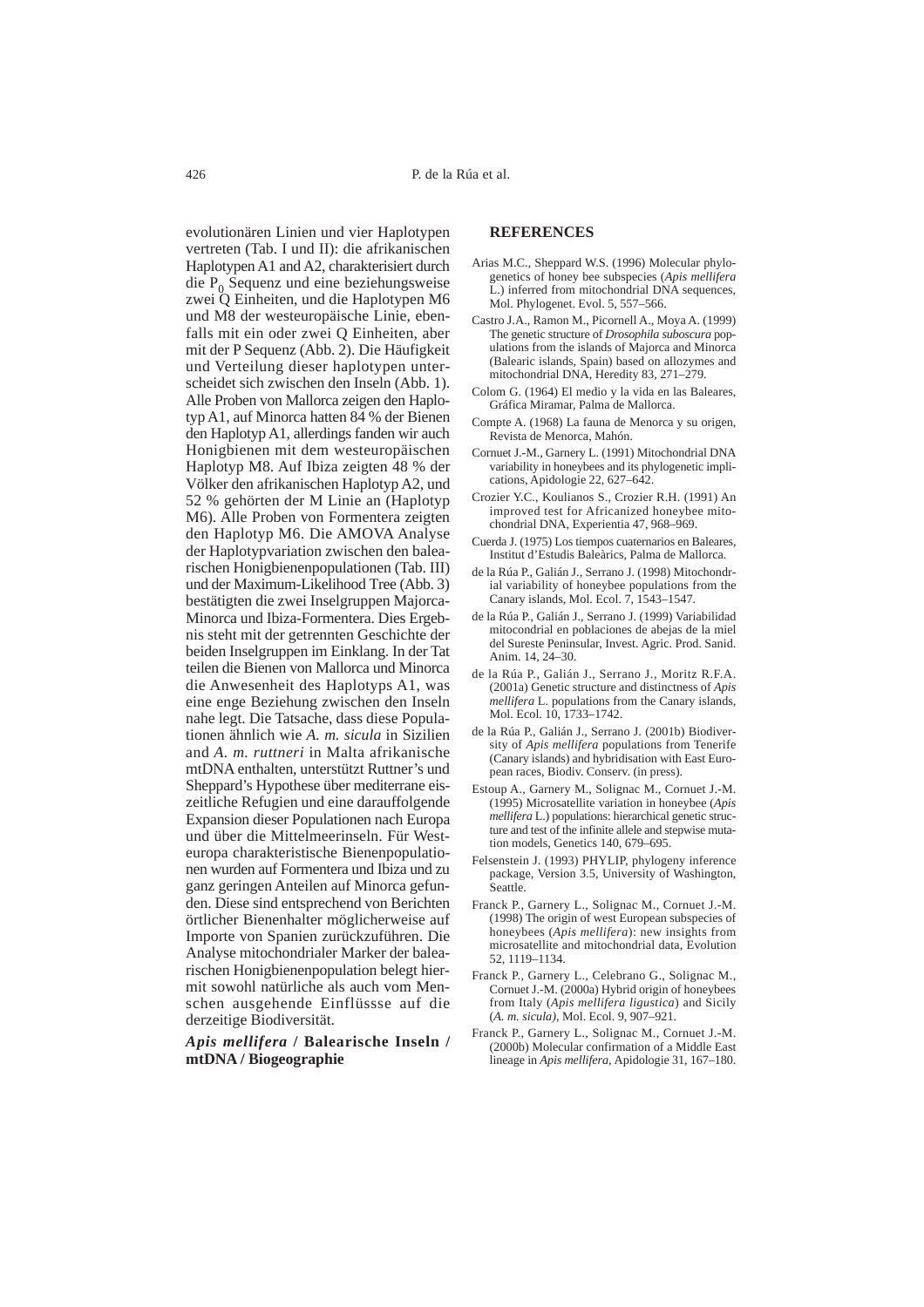evolutionären Linien und vier Haplotypen vertreten (Tab. I und II): die afrikanischen Haplotypen A1 and A2, charakterisiert durch die $P_0$ Sequenz und eine beziehungsweise zwei Q Einheiten, und die Haplotypen M6 und M8 der westeuropäische Linie, ebenfalls mit ein oder zwei Q Einheiten, aber mit der P Sequenz (Abb. 2). Die Häufigkeit und Verteilung dieser haplotypen unterscheidet sich zwischen den Inseln (Abb. 1). Alle Proben von Mallorca zeigen den Haplotyp A1, auf Minorca hatten 84 % der Bienen den Haplotyp A1, allerdings fanden wir auch Honigbienen mit dem westeuropäischen Haplotyp M8. Auf Ibiza zeigten 48 % der Völker den afrikanischen Haplotyp A2, und 52 % gehörten der M Linie an (Haplotyp M6). Alle Proben von Formentera zeigten den Haplotyp M6. Die AMOVA Analyse der Haplotypvariation zwischen den balearischen Honigbienenpopulationen (Tab. III) und der Maximum-Likelihood Tree (Abb. 3) bestätigten die zwei Inselgruppen Majorca-Minorca und Ibiza-Formentera. Dies Ergebnis steht mit der getrennten Geschichte der beiden Inselgruppen im Einklang. In der Tat teilen die Bienen von Mallorca und Minorca die Anwesenheit des Haplotyps A1, was eine enge Beziehung zwischen den Inseln nahe legt. Die Tatsache, dass diese Populationen ähnlich wie *A. m. sicula* in Sizilien and *A. m. ruttneri* in Malta afrikanische mtDNA enthalten, unterstützt Ruttner's und Sheppard's Hypothese über mediterrane eiszeitliche Refugien und eine darauffolgende Expansion dieser Populationen nach Europa und über die Mittelmeerinseln. Für Westeuropa charakteristische Bienenpopulationen wurden auf Formentera und Ibiza und zu ganz geringen Anteilen auf Minorca gefunden. Diese sind entsprechend von Berichten örtlicher Bienenhalter möglicherweise auf Importe von Spanien zurückzuführen. Die Analyse mitochondrialer Marker der balearischen Honigbienenpopulation belegt hiermit sowohl natürliche als auch vom Menschen ausgehende Einflüssse auf die derzeitige Biodiversität.

***Apis mellifera* / Balearische Inseln / mtDNA / Biogeographie**

## REFERENCES

Arias M.C., Sheppard W.S. (1996) Molecular phylogenetics of honey bee subspecies (*Apis mellifera* L.) inferred from mitochondrial DNA sequences, Mol. Phylogenet. Evol. 5, 557–566.

Castro J.A., Ramon M., Picornell A., Moya A. (1999) The genetic structure of *Drosophila suboscura* populations from the islands of Majorca and Minorca (Balearic islands, Spain) based on allozymes and mitochondrial DNA, Heredity 83, 271–279.

Colom G. (1964) El medio y la vida en las Baleares, Gráfica Miramar, Palma de Mallorca.

Compte A. (1968) La fauna de Menorca y su origen, Revista de Menorca, Mahón.

Cornuet J.-M., Garnery L. (1991) Mitochondrial DNA variability in honeybees and its phylogenetic implications, Apidologie 22, 627–642.

Crozier Y.C., Koulianos S., Crozier R.H. (1991) An improved test for Africanized honeybee mitochondrial DNA, Experientia 47, 968–969.

Cuerda J. (1975) Los tiempos cuaternarios en Baleares, Institut d'Estudis Baleàrics, Palma de Mallorca.

de la Rúa P., Galián J., Serrano J. (1998) Mitochondrial variability of honeybee populations from the Canary islands, Mol. Ecol. 7, 1543–1547.

de la Rúa P., Galián J., Serrano J. (1999) Variabilidad mitocondrial en poblaciones de abejas de la miel del Sureste Peninsular, Invest. Agric. Prod. Sanid. Anim. 14, 24–30.

de la Rúa P., Galián J., Serrano J., Moritz R.F.A. (2001a) Genetic structure and distinctness of *Apis mellifera* L. populations from the Canary islands, Mol. Ecol. 10, 1733–1742.

de la Rúa P., Galián J., Serrano J. (2001b) Biodiversity of *Apis mellifera* populations from Tenerife (Canary islands) and hybridisation with East European races, Biodiv. Conserv. (in press).

Estoup A., Garnery M., Solignac M., Cornuet J.-M. (1995) Microsatellite variation in honeybee (*Apis mellifera* L.) populations: hierarchical genetic structure and test of the infinite allele and stepwise mutation models, Genetics 140, 679–695.

Felsenstein J. (1993) PHYLIP, phylogeny inference package, Version 3.5, University of Washington, Seattle.

Franck P., Garnery L., Solignac M., Cornuet J.-M. (1998) The origin of west European subspecies of honeybees (*Apis mellifera*): new insights from microsatellite and mitochondrial data, Evolution 52, 1119–1134.

Franck P., Garnery L., Celebrano G., Solignac M., Cornuet J.-M. (2000a) Hybrid origin of honeybees from Italy (*Apis mellifera ligustica*) and Sicily (*A. m. sicula)*, Mol. Ecol. 9, 907–921.

Franck P., Garnery L., Solignac M., Cornuet J.-M. (2000b) Molecular confirmation of a Middle East lineage in *Apis mellifera*, Apidologie 31, 167–180.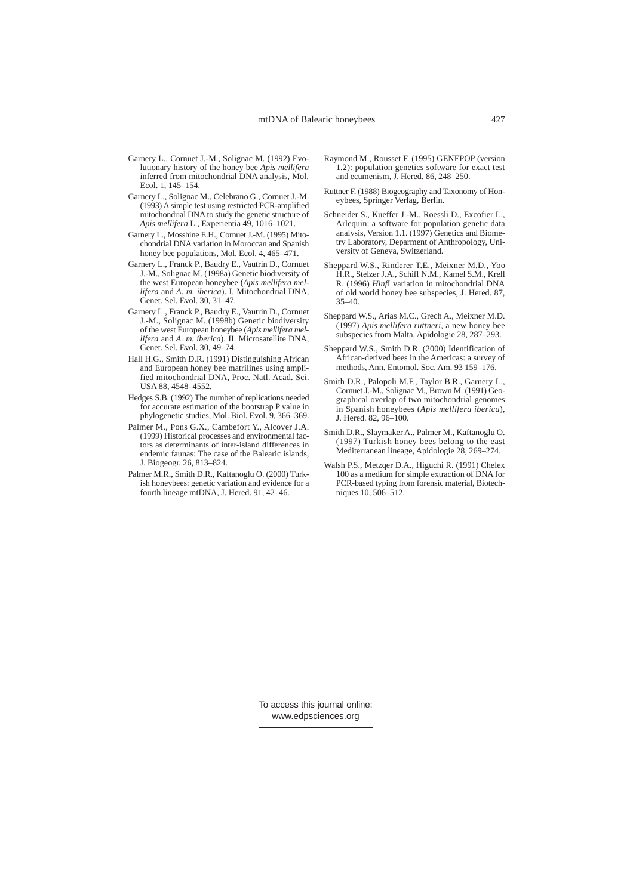Garnery L., Cornuet J.-M., Solignac M. (1992) Evolutionary history of the honey bee *Apis mellifera* inferred from mitochondrial DNA analysis, Mol. Ecol. 1, 145–154.

Garnery L., Solignac M., Celebrano G., Cornuet J.-M. (1993) A simple test using restricted PCR-amplified mitochondrial DNA to study the genetic structure of *Apis mellifera* L., Experientia 49, 1016–1021.

Garnery L., Mosshine E.H., Cornuet J.-M. (1995) Mitochondrial DNA variation in Moroccan and Spanish honey bee populations, Mol. Ecol. 4, 465–471.

Garnery L., Franck P., Baudry E., Vautrin D., Cornuet J.-M., Solignac M. (1998a) Genetic biodiversity of the west European honeybee (*Apis mellifera mellifera* and *A. m. iberica*). I. Mitochondrial DNA, Genet. Sel. Evol. 30, 31–47.

Garnery L., Franck P., Baudry E., Vautrin D., Cornuet J.-M., Solignac M. (1998b) Genetic biodiversity of the west European honeybee (*Apis mellifera mellifera* and *A. m. iberica*). II. Microsatellite DNA, Genet. Sel. Evol. 30, 49–74.

Hall H.G., Smith D.R. (1991) Distinguishing African and European honey bee matrilines using amplified mitochondrial DNA, Proc. Natl. Acad. Sci. USA 88, 4548–4552.

Hedges S.B. (1992) The number of replications needed for accurate estimation of the bootstrap P value in phylogenetic studies, Mol. Biol. Evol. 9, 366–369.

Palmer M., Pons G.X., Cambefort Y., Alcover J.A. (1999) Historical processes and environmental factors as determinants of inter-island differences in endemic faunas: The case of the Balearic islands, J. Biogeogr. 26, 813–824.

Palmer M.R., Smith D.R., Kaftanoglu O. (2000) Turkish honeybees: genetic variation and evidence for a fourth lineage mtDNA, J. Hered. 91, 42–46.

Raymond M., Rousset F. (1995) GENEPOP (version 1.2): population genetics software for exact test and ecumenism, J. Hered. 86, 248–250.

Ruttner F. (1988) Biogeography and Taxonomy of Honeybees, Springer Verlag, Berlin.

Schneider S., Kueffer J.-M., Roessli D., Excofier L., Arlequin: a software for population genetic data analysis, Version 1.1. (1997) Genetics and Biometry Laboratory, Deparment of Anthropology, University of Geneva, Switzerland.

Sheppard W.S., Rinderer T.E., Meixner M.D., Yoo H.R., Stelzer J.A., Schiff N.M., Kamel S.M., Krell R. (1996) *Hinf*I variation in mitochondrial DNA of old world honey bee subspecies, J. Hered. 87, 35–40.

Sheppard W.S., Arias M.C., Grech A., Meixner M.D. (1997) *Apis mellifera ruttneri*, a new honey bee subspecies from Malta, Apidologie 28, 287–293.

Sheppard W.S., Smith D.R. (2000) Identification of African-derived bees in the Americas: a survey of methods, Ann. Entomol. Soc. Am. 93 159–176.

Smith D.R., Palopoli M.F., Taylor B.R., Garnery L., Cornuet J.-M., Solignac M., Brown M. (1991) Geographical overlap of two mitochondrial genomes in Spanish honeybees (*Apis mellifera iberica*), J. Hered. 82, 96–100.

Smith D.R., Slaymaker A., Palmer M., Kaftanoglu O. (1997) Turkish honey bees belong to the east Mediterranean lineage, Apidologie 28, 269–274.

Walsh P.S., Metzqer D.A., Higuchi R. (1991) Chelex 100 as a medium for simple extraction of DNA for PCR-based typing from forensic material, Biotechniques 10, 506–512.

To access this journal online:
www.edpsciences.org